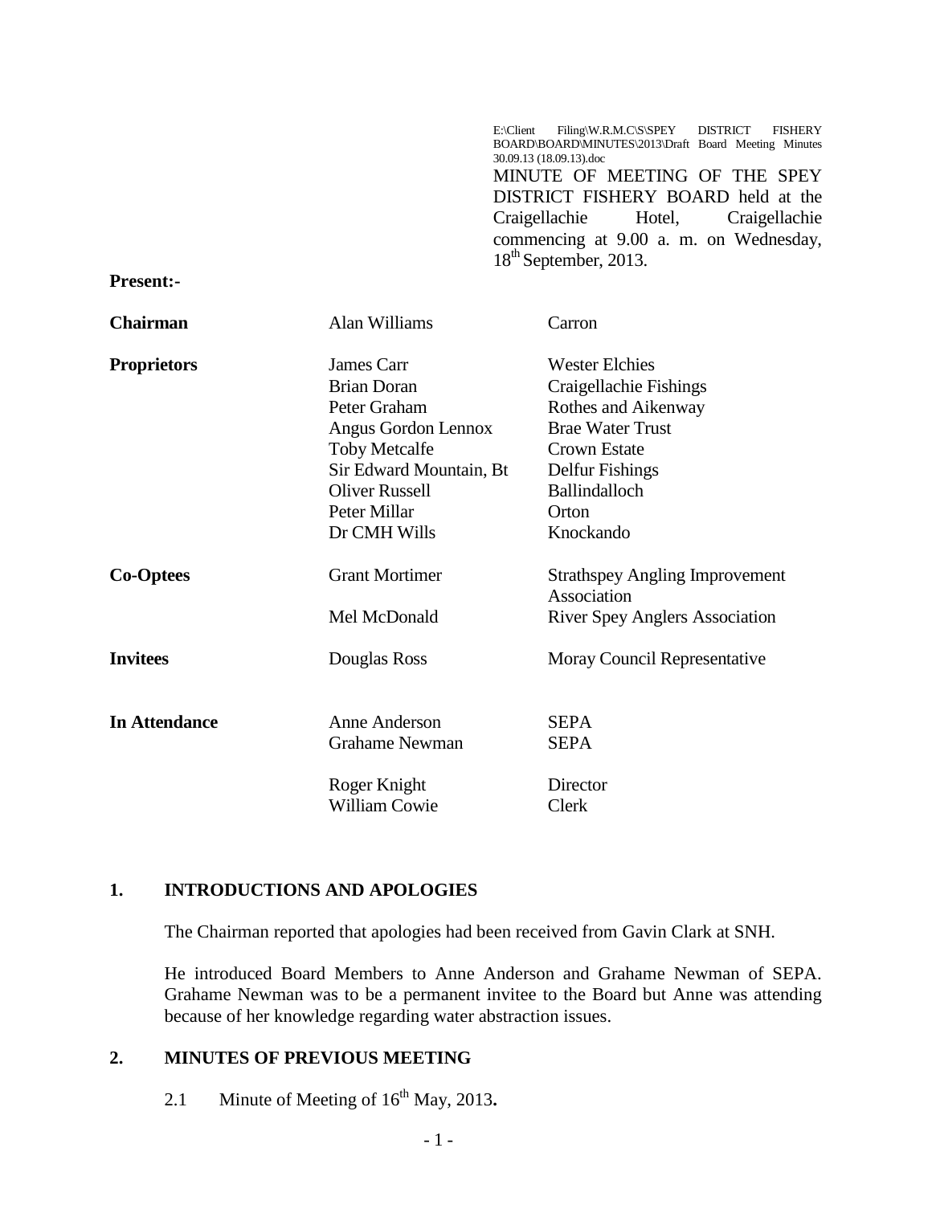E:\Client Filing\W.R.M.C\S\SPEY DISTRICT FISHERY BOARD\BOARD\MINUTES\2013\Draft Board Meeting Minutes 30.09.13 (18.09.13).doc

MINUTE OF MEETING OF THE SPEY DISTRICT FISHERY BOARD held at the Craigellachie Hotel, Craigellachie commencing at 9.00 a. m. on Wednesday, 18th September, 2013.

**Present:-**

| | | |
|---|---|---|
| **Chairman** | Alan Williams | Carron |
| **Proprietors** | James Carr | Wester Elchies |
| | Brian Doran | Craigellachie Fishings |
| | Peter Graham | Rothes and Aikenway |
| | Angus Gordon Lennox | Brae Water Trust |
| | Toby Metcalfe | Crown Estate |
| | Sir Edward Mountain, Bt | Delfur Fishings |
| | Oliver Russell | Ballindalloch |
| | Peter Millar | Orton |
| | Dr CMH Wills | Knockando |
| **Co-Optees** | Grant Mortimer | Strathspey Angling Improvement Association |
| | Mel McDonald | River Spey Anglers Association |
| **Invitees** | Douglas Ross | Moray Council Representative |
| **In Attendance** | Anne Anderson | SEPA |
| | Grahame Newman | SEPA |
| | Roger Knight | Director |
| | William Cowie | Clerk |

## 1. INTRODUCTIONS AND APOLOGIES

The Chairman reported that apologies had been received from Gavin Clark at SNH.

He introduced Board Members to Anne Anderson and Grahame Newman of SEPA. Grahame Newman was to be a permanent invitee to the Board but Anne was attending because of her knowledge regarding water abstraction issues.

## 2. MINUTES OF PREVIOUS MEETING

2.1 Minute of Meeting of 16th May, 2013**.**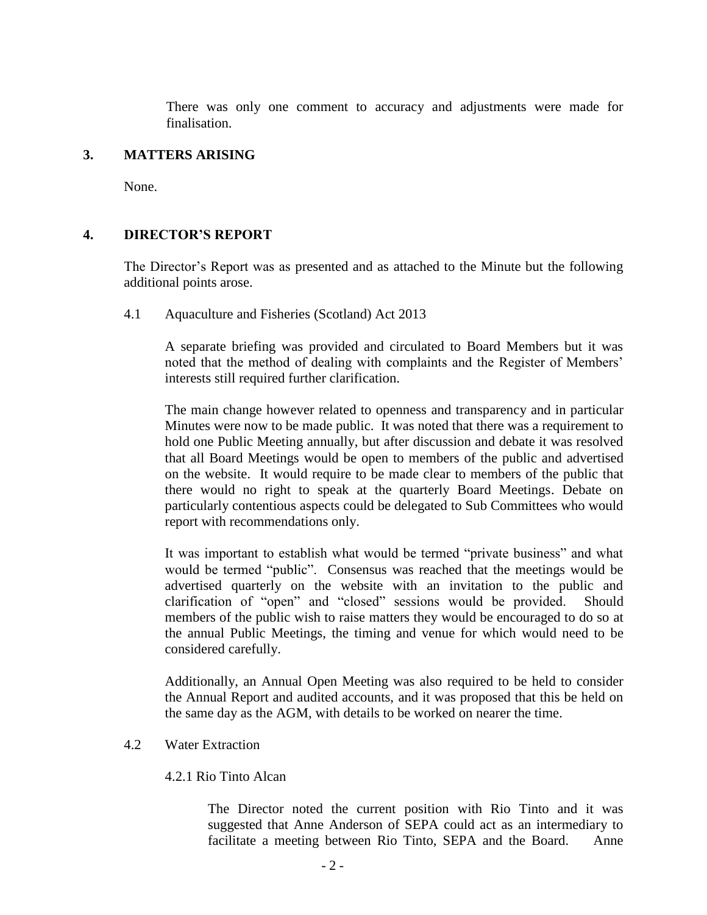There was only one comment to accuracy and adjustments were made for finalisation.

## 3. MATTERS ARISING

None.

## 4. DIRECTOR'S REPORT

The Director's Report was as presented and as attached to the Minute but the following additional points arose.

### 4.1 Aquaculture and Fisheries (Scotland) Act 2013

A separate briefing was provided and circulated to Board Members but it was noted that the method of dealing with complaints and the Register of Members' interests still required further clarification.

The main change however related to openness and transparency and in particular Minutes were now to be made public. It was noted that there was a requirement to hold one Public Meeting annually, but after discussion and debate it was resolved that all Board Meetings would be open to members of the public and advertised on the website. It would require to be made clear to members of the public that there would no right to speak at the quarterly Board Meetings. Debate on particularly contentious aspects could be delegated to Sub Committees who would report with recommendations only.

It was important to establish what would be termed "private business" and what would be termed "public". Consensus was reached that the meetings would be advertised quarterly on the website with an invitation to the public and clarification of "open" and "closed" sessions would be provided. Should members of the public wish to raise matters they would be encouraged to do so at the annual Public Meetings, the timing and venue for which would need to be considered carefully.

Additionally, an Annual Open Meeting was also required to be held to consider the Annual Report and audited accounts, and it was proposed that this be held on the same day as the AGM, with details to be worked on nearer the time.

### 4.2 Water Extraction

#### 4.2.1 Rio Tinto Alcan

The Director noted the current position with Rio Tinto and it was suggested that Anne Anderson of SEPA could act as an intermediary to facilitate a meeting between Rio Tinto, SEPA and the Board. Anne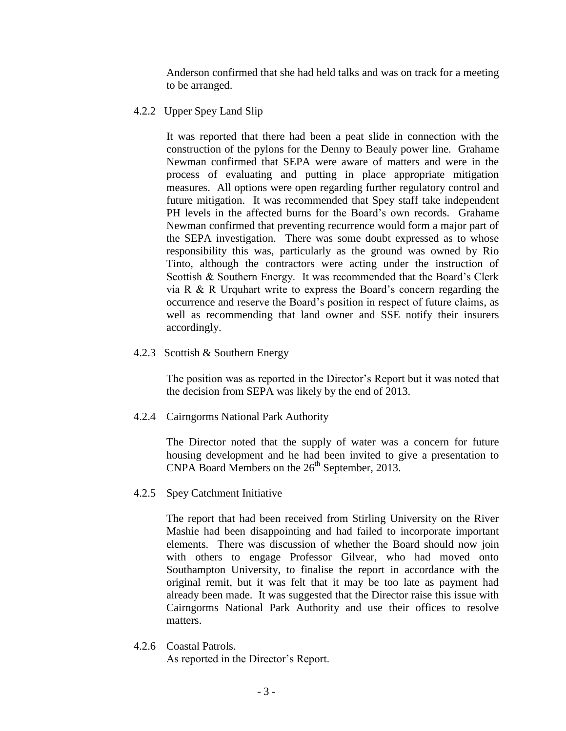Anderson confirmed that she had held talks and was on track for a meeting to be arranged.

4.2.2 Upper Spey Land Slip

It was reported that there had been a peat slide in connection with the construction of the pylons for the Denny to Beauly power line. Grahame Newman confirmed that SEPA were aware of matters and were in the process of evaluating and putting in place appropriate mitigation measures. All options were open regarding further regulatory control and future mitigation. It was recommended that Spey staff take independent PH levels in the affected burns for the Board's own records. Grahame Newman confirmed that preventing recurrence would form a major part of the SEPA investigation. There was some doubt expressed as to whose responsibility this was, particularly as the ground was owned by Rio Tinto, although the contractors were acting under the instruction of Scottish & Southern Energy. It was recommended that the Board's Clerk via R & R Urquhart write to express the Board's concern regarding the occurrence and reserve the Board's position in respect of future claims, as well as recommending that land owner and SSE notify their insurers accordingly.

4.2.3 Scottish & Southern Energy

The position was as reported in the Director's Report but it was noted that the decision from SEPA was likely by the end of 2013.

4.2.4 Cairngorms National Park Authority

The Director noted that the supply of water was a concern for future housing development and he had been invited to give a presentation to CNPA Board Members on the 26th September, 2013.

4.2.5 Spey Catchment Initiative

The report that had been received from Stirling University on the River Mashie had been disappointing and had failed to incorporate important elements. There was discussion of whether the Board should now join with others to engage Professor Gilvear, who had moved onto Southampton University, to finalise the report in accordance with the original remit, but it was felt that it may be too late as payment had already been made. It was suggested that the Director raise this issue with Cairngorms National Park Authority and use their offices to resolve matters.

4.2.6 Coastal Patrols.
As reported in the Director's Report.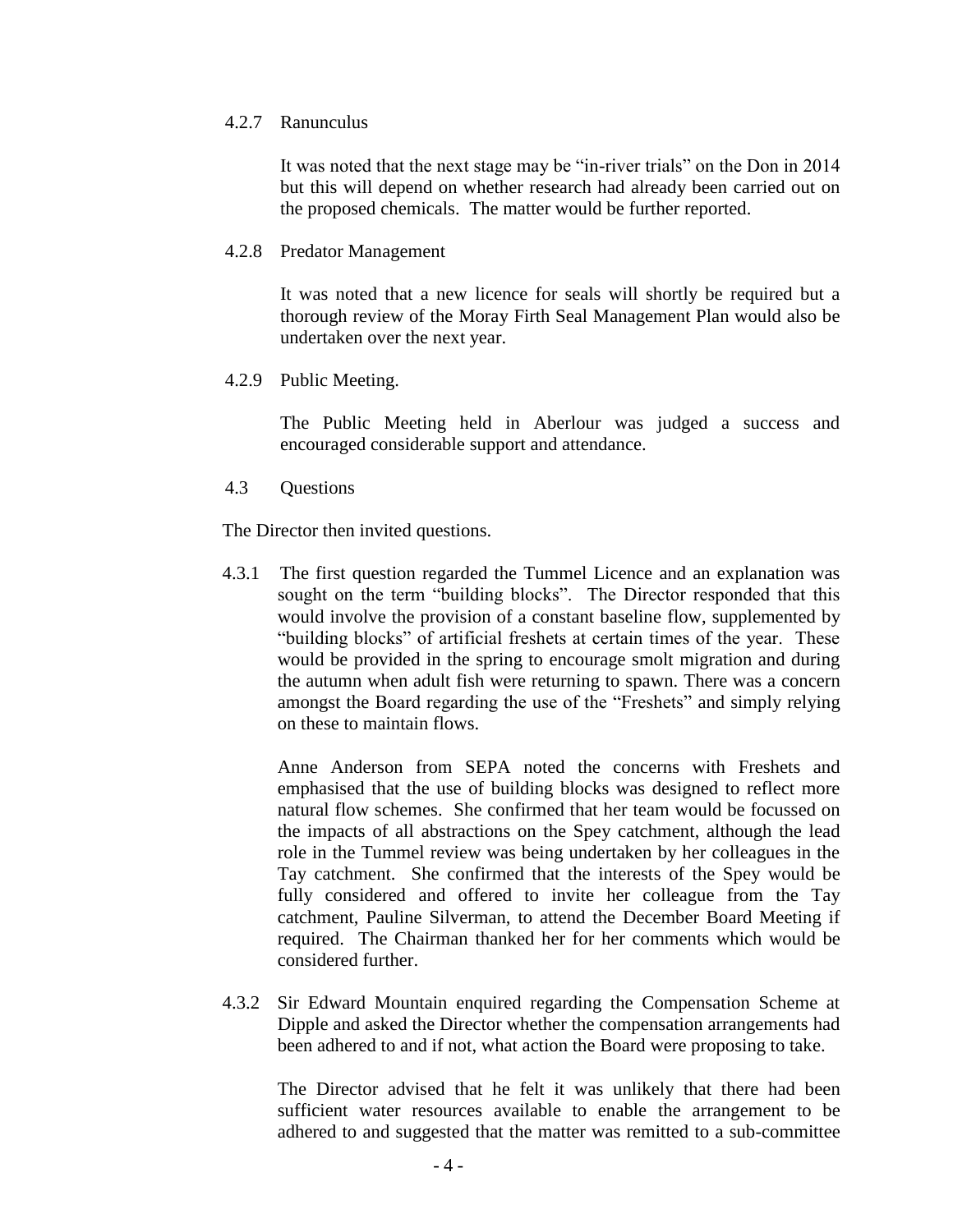4.2.7 Ranunculus

It was noted that the next stage may be "in-river trials" on the Don in 2014 but this will depend on whether research had already been carried out on the proposed chemicals. The matter would be further reported.

4.2.8 Predator Management

It was noted that a new licence for seals will shortly be required but a thorough review of the Moray Firth Seal Management Plan would also be undertaken over the next year.

4.2.9 Public Meeting.

The Public Meeting held in Aberlour was judged a success and encouraged considerable support and attendance.

4.3 Questions

The Director then invited questions.

4.3.1 The first question regarded the Tummel Licence and an explanation was sought on the term "building blocks". The Director responded that this would involve the provision of a constant baseline flow, supplemented by "building blocks" of artificial freshets at certain times of the year. These would be provided in the spring to encourage smolt migration and during the autumn when adult fish were returning to spawn. There was a concern amongst the Board regarding the use of the "Freshets" and simply relying on these to maintain flows.

Anne Anderson from SEPA noted the concerns with Freshets and emphasised that the use of building blocks was designed to reflect more natural flow schemes. She confirmed that her team would be focussed on the impacts of all abstractions on the Spey catchment, although the lead role in the Tummel review was being undertaken by her colleagues in the Tay catchment. She confirmed that the interests of the Spey would be fully considered and offered to invite her colleague from the Tay catchment, Pauline Silverman, to attend the December Board Meeting if required. The Chairman thanked her for her comments which would be considered further.

4.3.2 Sir Edward Mountain enquired regarding the Compensation Scheme at Dipple and asked the Director whether the compensation arrangements had been adhered to and if not, what action the Board were proposing to take.

The Director advised that he felt it was unlikely that there had been sufficient water resources available to enable the arrangement to be adhered to and suggested that the matter was remitted to a sub-committee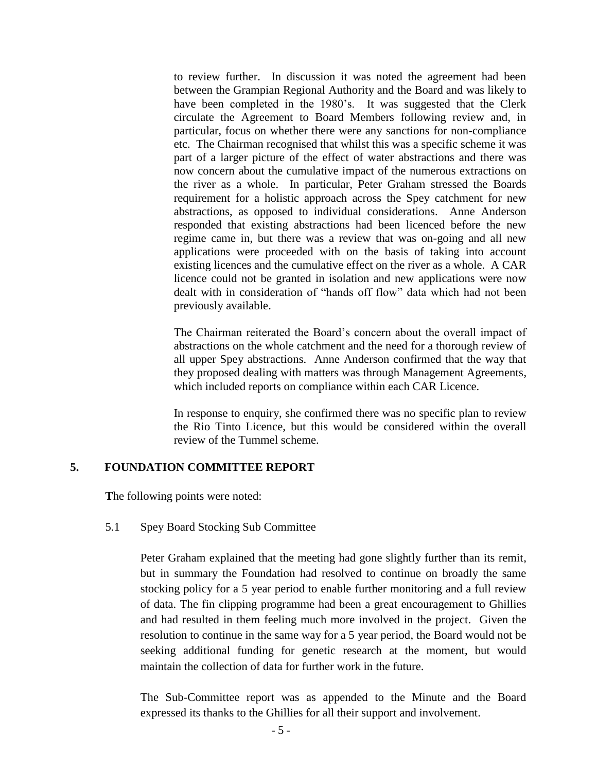to review further. In discussion it was noted the agreement had been between the Grampian Regional Authority and the Board and was likely to have been completed in the 1980's. It was suggested that the Clerk circulate the Agreement to Board Members following review and, in particular, focus on whether there were any sanctions for non-compliance etc. The Chairman recognised that whilst this was a specific scheme it was part of a larger picture of the effect of water abstractions and there was now concern about the cumulative impact of the numerous extractions on the river as a whole. In particular, Peter Graham stressed the Boards requirement for a holistic approach across the Spey catchment for new abstractions, as opposed to individual considerations. Anne Anderson responded that existing abstractions had been licenced before the new regime came in, but there was a review that was on-going and all new applications were proceeded with on the basis of taking into account existing licences and the cumulative effect on the river as a whole. A CAR licence could not be granted in isolation and new applications were now dealt with in consideration of "hands off flow" data which had not been previously available.

The Chairman reiterated the Board's concern about the overall impact of abstractions on the whole catchment and the need for a thorough review of all upper Spey abstractions. Anne Anderson confirmed that the way that they proposed dealing with matters was through Management Agreements, which included reports on compliance within each CAR Licence.

In response to enquiry, she confirmed there was no specific plan to review the Rio Tinto Licence, but this would be considered within the overall review of the Tummel scheme.

## 5. FOUNDATION COMMITTEE REPORT

The following points were noted:

5.1 Spey Board Stocking Sub Committee

Peter Graham explained that the meeting had gone slightly further than its remit, but in summary the Foundation had resolved to continue on broadly the same stocking policy for a 5 year period to enable further monitoring and a full review of data. The fin clipping programme had been a great encouragement to Ghillies and had resulted in them feeling much more involved in the project. Given the resolution to continue in the same way for a 5 year period, the Board would not be seeking additional funding for genetic research at the moment, but would maintain the collection of data for further work in the future.

The Sub-Committee report was as appended to the Minute and the Board expressed its thanks to the Ghillies for all their support and involvement.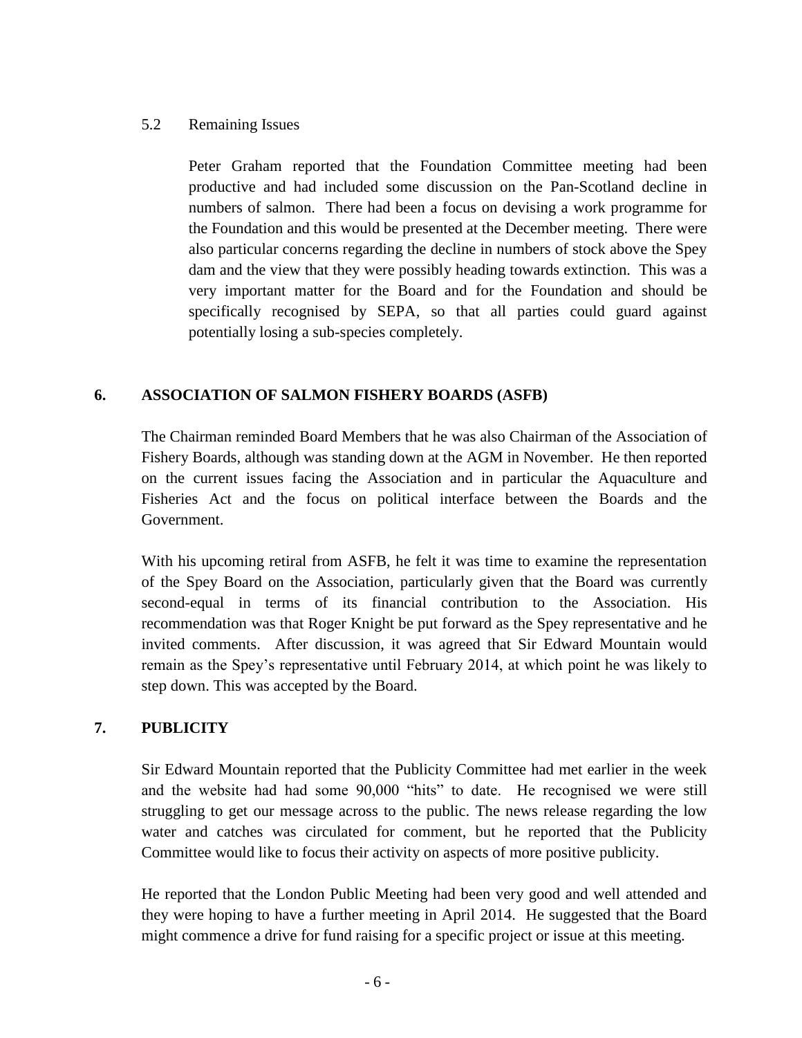5.2 Remaining Issues

Peter Graham reported that the Foundation Committee meeting had been productive and had included some discussion on the Pan-Scotland decline in numbers of salmon. There had been a focus on devising a work programme for the Foundation and this would be presented at the December meeting. There were also particular concerns regarding the decline in numbers of stock above the Spey dam and the view that they were possibly heading towards extinction. This was a very important matter for the Board and for the Foundation and should be specifically recognised by SEPA, so that all parties could guard against potentially losing a sub-species completely.

## 6. ASSOCIATION OF SALMON FISHERY BOARDS (ASFB)

The Chairman reminded Board Members that he was also Chairman of the Association of Fishery Boards, although was standing down at the AGM in November. He then reported on the current issues facing the Association and in particular the Aquaculture and Fisheries Act and the focus on political interface between the Boards and the Government.

With his upcoming retiral from ASFB, he felt it was time to examine the representation of the Spey Board on the Association, particularly given that the Board was currently second-equal in terms of its financial contribution to the Association. His recommendation was that Roger Knight be put forward as the Spey representative and he invited comments. After discussion, it was agreed that Sir Edward Mountain would remain as the Spey's representative until February 2014, at which point he was likely to step down. This was accepted by the Board.

## 7. PUBLICITY

Sir Edward Mountain reported that the Publicity Committee had met earlier in the week and the website had had some 90,000 "hits" to date. He recognised we were still struggling to get our message across to the public. The news release regarding the low water and catches was circulated for comment, but he reported that the Publicity Committee would like to focus their activity on aspects of more positive publicity.

He reported that the London Public Meeting had been very good and well attended and they were hoping to have a further meeting in April 2014. He suggested that the Board might commence a drive for fund raising for a specific project or issue at this meeting.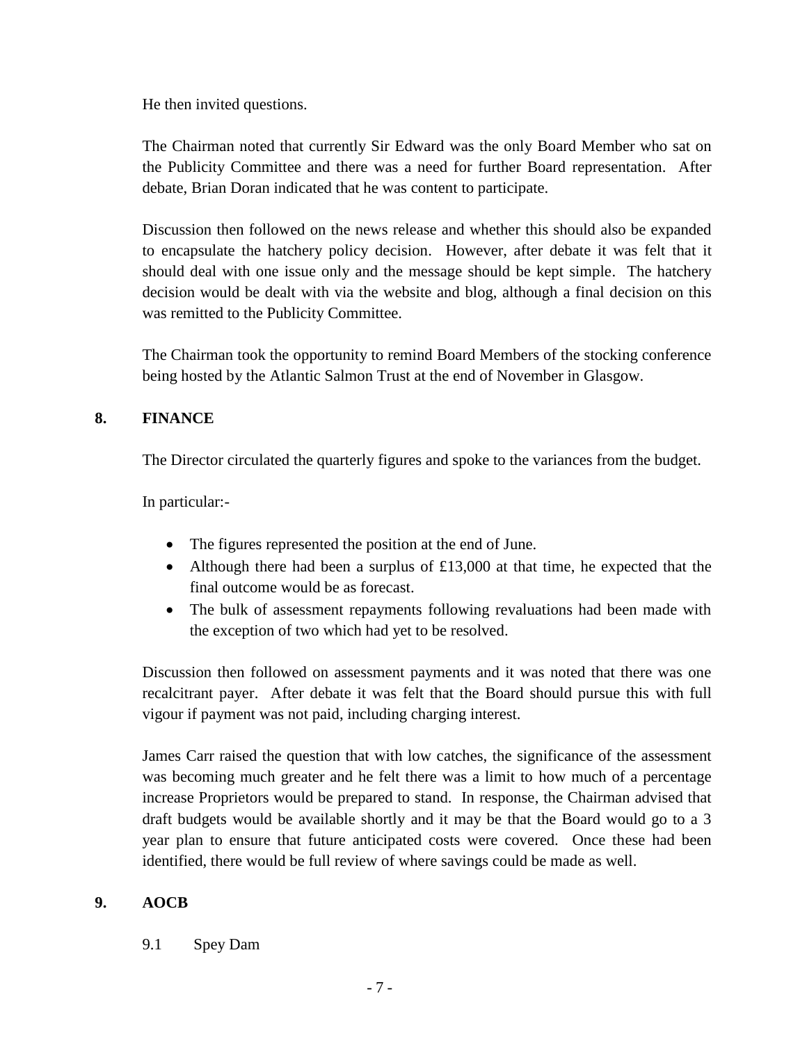He then invited questions.

The Chairman noted that currently Sir Edward was the only Board Member who sat on the Publicity Committee and there was a need for further Board representation. After debate, Brian Doran indicated that he was content to participate.

Discussion then followed on the news release and whether this should also be expanded to encapsulate the hatchery policy decision. However, after debate it was felt that it should deal with one issue only and the message should be kept simple. The hatchery decision would be dealt with via the website and blog, although a final decision on this was remitted to the Publicity Committee.

The Chairman took the opportunity to remind Board Members of the stocking conference being hosted by the Atlantic Salmon Trust at the end of November in Glasgow.

## 8. FINANCE

The Director circulated the quarterly figures and spoke to the variances from the budget.

In particular:-

- The figures represented the position at the end of June.
- Although there had been a surplus of £13,000 at that time, he expected that the final outcome would be as forecast.
- The bulk of assessment repayments following revaluations had been made with the exception of two which had yet to be resolved.

Discussion then followed on assessment payments and it was noted that there was one recalcitrant payer. After debate it was felt that the Board should pursue this with full vigour if payment was not paid, including charging interest.

James Carr raised the question that with low catches, the significance of the assessment was becoming much greater and he felt there was a limit to how much of a percentage increase Proprietors would be prepared to stand. In response, the Chairman advised that draft budgets would be available shortly and it may be that the Board would go to a 3 year plan to ensure that future anticipated costs were covered. Once these had been identified, there would be full review of where savings could be made as well.

## 9. AOCB

9.1 Spey Dam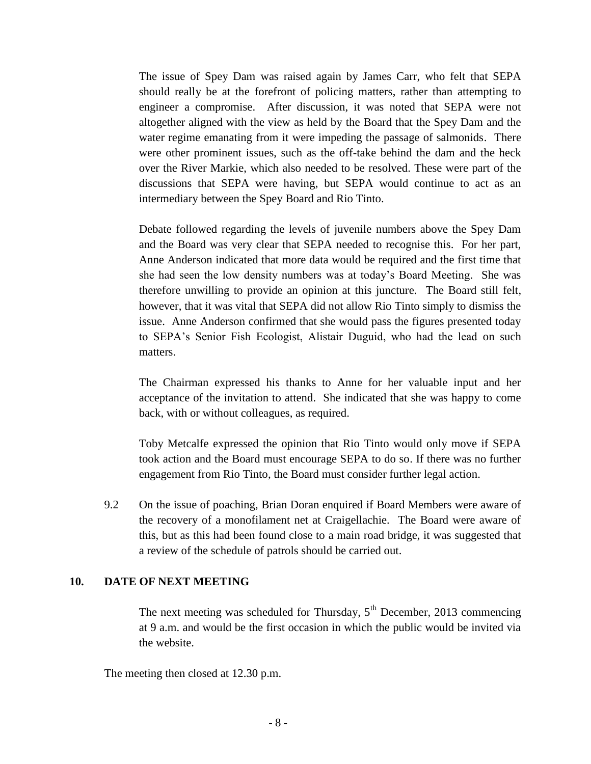The issue of Spey Dam was raised again by James Carr, who felt that SEPA should really be at the forefront of policing matters, rather than attempting to engineer a compromise. After discussion, it was noted that SEPA were not altogether aligned with the view as held by the Board that the Spey Dam and the water regime emanating from it were impeding the passage of salmonids. There were other prominent issues, such as the off-take behind the dam and the heck over the River Markie, which also needed to be resolved. These were part of the discussions that SEPA were having, but SEPA would continue to act as an intermediary between the Spey Board and Rio Tinto.

Debate followed regarding the levels of juvenile numbers above the Spey Dam and the Board was very clear that SEPA needed to recognise this. For her part, Anne Anderson indicated that more data would be required and the first time that she had seen the low density numbers was at today's Board Meeting. She was therefore unwilling to provide an opinion at this juncture. The Board still felt, however, that it was vital that SEPA did not allow Rio Tinto simply to dismiss the issue. Anne Anderson confirmed that she would pass the figures presented today to SEPA's Senior Fish Ecologist, Alistair Duguid, who had the lead on such matters.

The Chairman expressed his thanks to Anne for her valuable input and her acceptance of the invitation to attend. She indicated that she was happy to come back, with or without colleagues, as required.

Toby Metcalfe expressed the opinion that Rio Tinto would only move if SEPA took action and the Board must encourage SEPA to do so. If there was no further engagement from Rio Tinto, the Board must consider further legal action.

9.2 On the issue of poaching, Brian Doran enquired if Board Members were aware of the recovery of a monofilament net at Craigellachie. The Board were aware of this, but as this had been found close to a main road bridge, it was suggested that a review of the schedule of patrols should be carried out.

## 10. DATE OF NEXT MEETING

The next meeting was scheduled for Thursday, 5th December, 2013 commencing at 9 a.m. and would be the first occasion in which the public would be invited via the website.

The meeting then closed at 12.30 p.m.